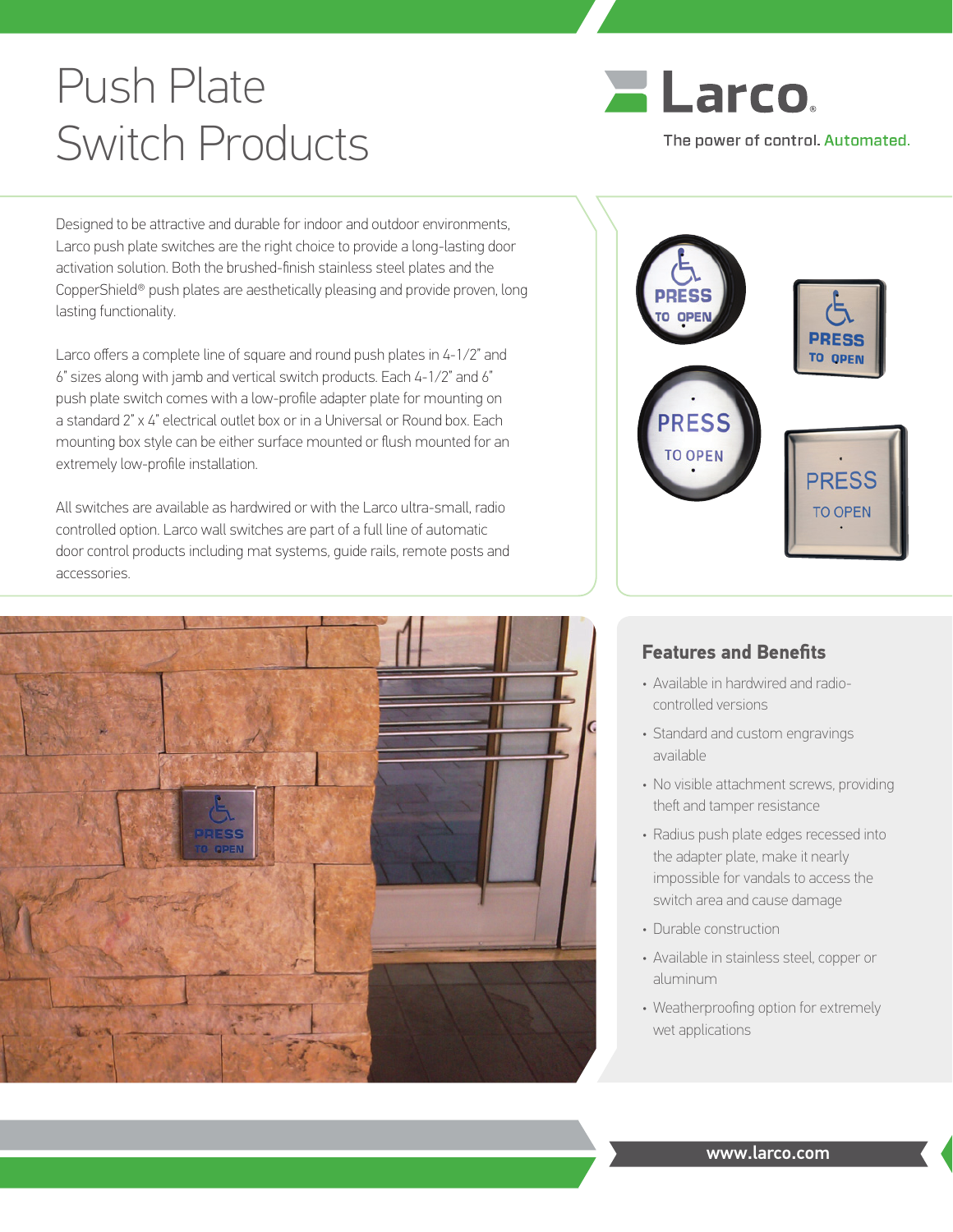# Push Plate Switch Products

Larco

The power of control. Automated.

Designed to be attractive and durable for indoor and outdoor environments, Larco push plate switches are the right choice to provide a long-lasting door activation solution. Both the brushed-finish stainless steel plates and the CopperShield® push plates are aesthetically pleasing and provide proven, long lasting functionality.

Larco offers a complete line of square and round push plates in 4-1/2" and 6" sizes along with jamb and vertical switch products. Each 4-1/2" and 6" push plate switch comes with a low-profile adapter plate for mounting on a standard 2" x 4" electrical outlet box or in a Universal or Round box. Each mounting box style can be either surface mounted or flush mounted for an extremely low-profile installation.

All switches are available as hardwired or with the Larco ultra-small, radio controlled option. Larco wall switches are part of a full line of automatic door control products including mat systems, guide rails, remote posts and accessories.

## Features and Benefits

- Available in hardwired and radio-controlled versions
- Standard and custom engravings available
- No visible attachment screws, providing theft and tamper resistance
- Radius push plate edges recessed into the adapter plate, make it nearly impossible for vandals to access the switch area and cause damage
- Durable construction
- Available in stainless steel, copper or aluminum
- Weatherproofing option for extremely wet applications

www.larco.com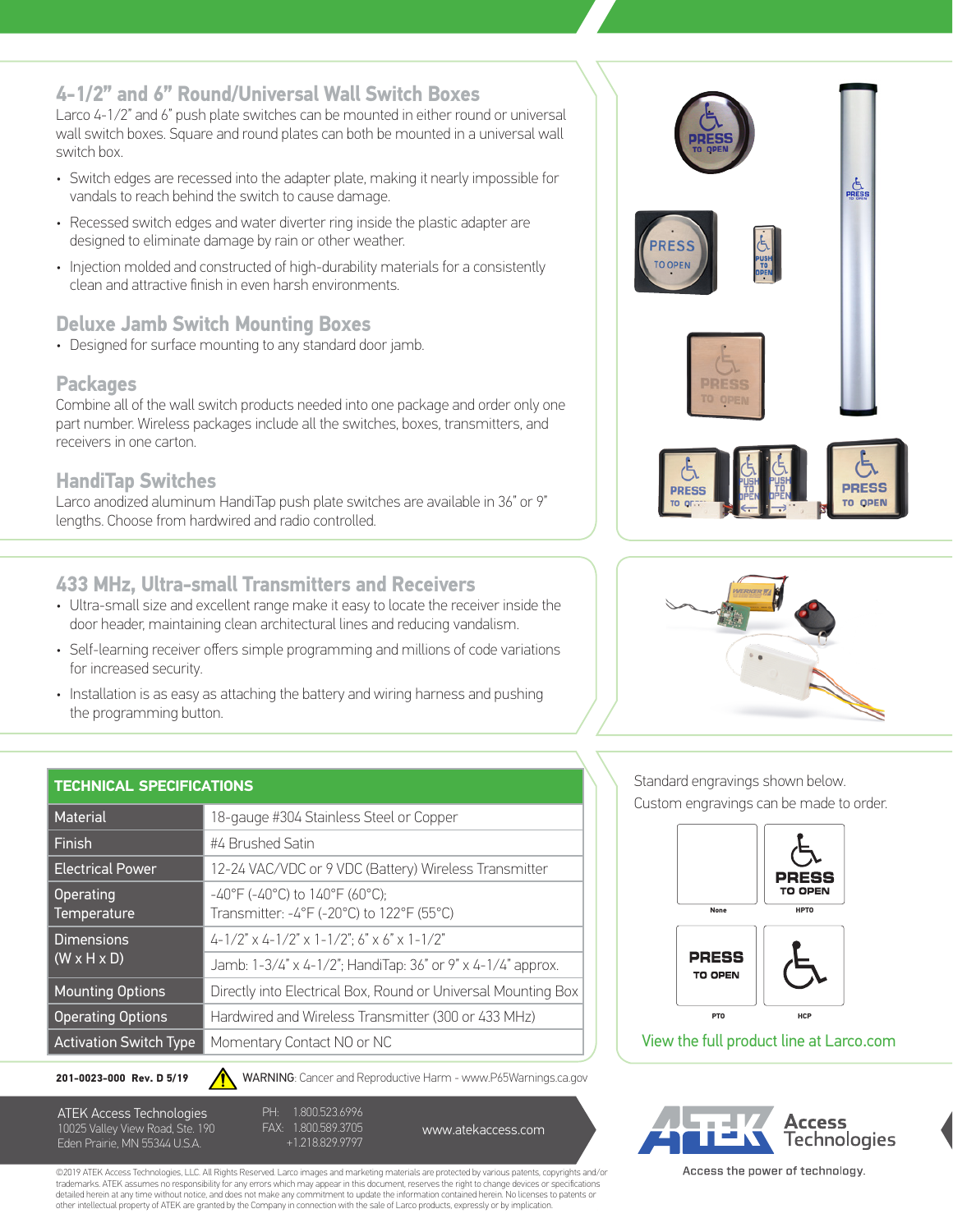## 4-1/2" and 6" Round/Universal Wall Switch Boxes

Larco 4-1/2" and 6" push plate switches can be mounted in either round or universal wall switch boxes. Square and round plates can both be mounted in a universal wall switch box.

- Switch edges are recessed into the adapter plate, making it nearly impossible for vandals to reach behind the switch to cause damage.
- Recessed switch edges and water diverter ring inside the plastic adapter are designed to eliminate damage by rain or other weather.
- Injection molded and constructed of high-durability materials for a consistently clean and attractive finish in even harsh environments.

## Deluxe Jamb Switch Mounting Boxes

- Designed for surface mounting to any standard door jamb.

## Packages

Combine all of the wall switch products needed into one package and order only one part number. Wireless packages include all the switches, boxes, transmitters, and receivers in one carton.

## HandiTap Switches

Larco anodized aluminum HandiTap push plate switches are available in 36" or 9" lengths. Choose from hardwired and radio controlled.

## 433 MHz, Ultra-small Transmitters and Receivers

- Ultra-small size and excellent range make it easy to locate the receiver inside the door header, maintaining clean architectural lines and reducing vandalism.
- Self-learning receiver offers simple programming and millions of code variations for increased security.
- Installation is as easy as attaching the battery and wiring harness and pushing the programming button.

| TECHNICAL SPECIFICATIONS | |
|---|---|
| Material | 18-gauge #304 Stainless Steel or Copper |
| Finish | #4 Brushed Satin |
| Electrical Power | 12-24 VAC/VDC or 9 VDC (Battery) Wireless Transmitter |
| Operating Temperature | -40°F (-40°C) to 140°F (60°C); Transmitter: -4°F (-20°C) to 122°F (55°C) |
| Dimensions (W x H x D) | 4-1/2" x 4-1/2" x 1-1/2"; 6" x 6" x 1-1/2" |
| | Jamb: 1-3/4" x 4-1/2"; HandiTap: 36" or 9" x 4-1/4" approx. |
| Mounting Options | Directly into Electrical Box, Round or Universal Mounting Box |
| Operating Options | Hardwired and Wireless Transmitter (300 or 433 MHz) |
| Activation Switch Type | Momentary Contact NO or NC |

Standard engravings shown below.
Custom engravings can be made to order.

None

PRESS TO OPEN
HPTO

PRESS TO OPEN
PTO

HCP

View the full product line at Larco.com

**201-0023-000 Rev. D 5/19**

WARNING: Cancer and Reproductive Harm - www.P65Warnings.ca.gov

ATEK Access Technologies
10025 Valley View Road, Ste. 190
Eden Prairie, MN 55344 U.S.A.

PH: 1.800.523.6996
FAX: 1.800.589.3705
+1.218.829.9797

www.atekaccess.com

ATEK Access Technologies
Access the power of technology.

©2019 ATEK Access Technologies, LLC. All Rights Reserved. Larco images and marketing materials are protected by various patents, copyrights and/or trademarks. ATEK assumes no responsibility for any errors which may appear in this document, reserves the right to change devices or specifications detailed herein at any time without notice, and does not make any commitment to update the information contained herein. No licenses to patents or other intellectual property of ATEK are granted by the Company in connection with the sale of Larco products, expressly or by implication.